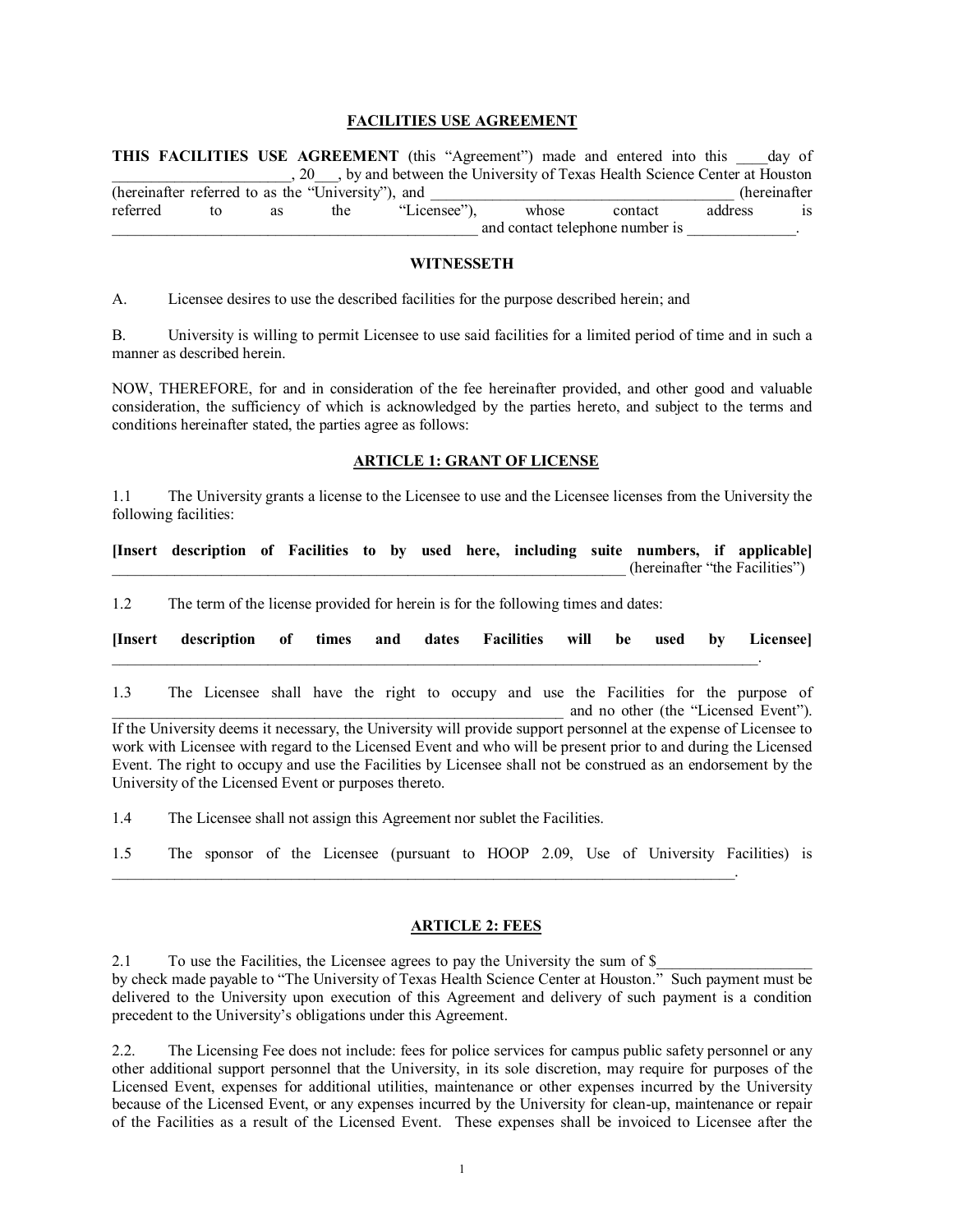**FACILITIES USE AGREEMENT**

**THIS FACILITIES USE AGREEMENT** (this "Agreement") made and entered into this ____day of _______________________, 20___, by and between the University of Texas Health Science Center at Houston (hereinafter referred to as the "University"), and _______________________________________ (hereinafter referred to as the "Licensee"), whose contact address is _______________________________________________ and contact telephone number is ______________.

**WITNESSETH**

A. Licensee desires to use the described facilities for the purpose described herein; and

B. University is willing to permit Licensee to use said facilities for a limited period of time and in such a manner as described herein.

NOW, THEREFORE, for and in consideration of the fee hereinafter provided, and other good and valuable consideration, the sufficiency of which is acknowledged by the parties hereto, and subject to the terms and conditions hereinafter stated, the parties agree as follows:

**ARTICLE 1: GRANT OF LICENSE**

1.1 The University grants a license to the Licensee to use and the Licensee licenses from the University the following facilities:

**[Insert description of Facilities to by used here, including suite numbers, if applicable]** _________________________________________________________________ (hereinafter "the Facilities")

1.2 The term of the license provided for herein is for the following times and dates:

**[Insert description of times and dates Facilities will be used by Licensee]** _________________________________________________________________________________.

1.3 The Licensee shall have the right to occupy and use the Facilities for the purpose of _______________________________________________________ and no other (the "Licensed Event"). If the University deems it necessary, the University will provide support personnel at the expense of Licensee to work with Licensee with regard to the Licensed Event and who will be present prior to and during the Licensed Event. The right to occupy and use the Facilities by Licensee shall not be construed as an endorsement by the University of the Licensed Event or purposes thereto.

1.4 The Licensee shall not assign this Agreement nor sublet the Facilities.

1.5 The sponsor of the Licensee (pursuant to HOOP 2.09, Use of University Facilities) is _________________________________________________________________________________.

**ARTICLE 2: FEES**

2.1 To use the Facilities, the Licensee agrees to pay the University the sum of $___________________ by check made payable to "The University of Texas Health Science Center at Houston." Such payment must be delivered to the University upon execution of this Agreement and delivery of such payment is a condition precedent to the University's obligations under this Agreement.

2.2. The Licensing Fee does not include: fees for police services for campus public safety personnel or any other additional support personnel that the University, in its sole discretion, may require for purposes of the Licensed Event, expenses for additional utilities, maintenance or other expenses incurred by the University because of the Licensed Event, or any expenses incurred by the University for clean-up, maintenance or repair of the Facilities as a result of the Licensed Event. These expenses shall be invoiced to Licensee after the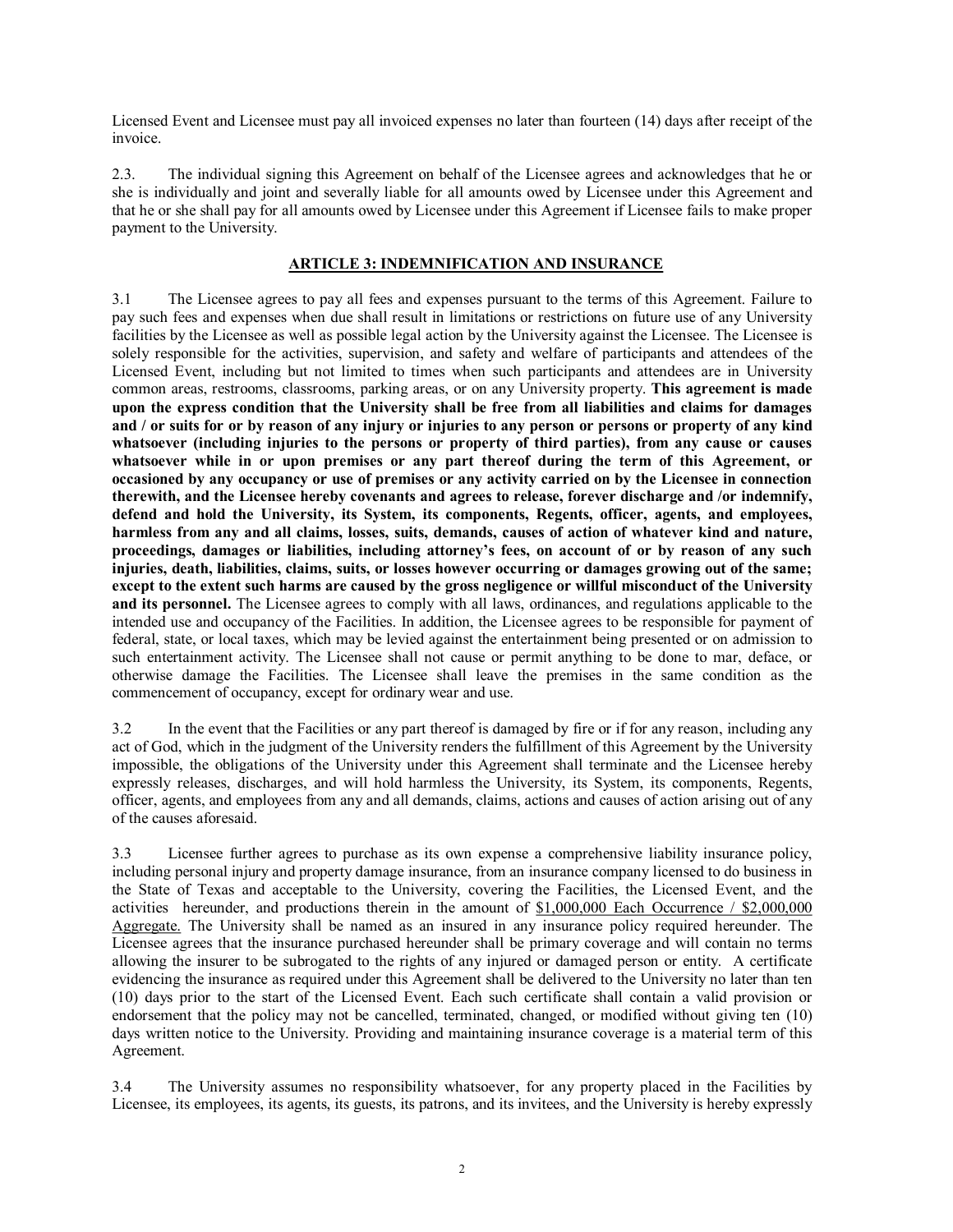Licensed Event and Licensee must pay all invoiced expenses no later than fourteen (14) days after receipt of the invoice.

2.3. The individual signing this Agreement on behalf of the Licensee agrees and acknowledges that he or she is individually and joint and severally liable for all amounts owed by Licensee under this Agreement and that he or she shall pay for all amounts owed by Licensee under this Agreement if Licensee fails to make proper payment to the University.

## ARTICLE 3: INDEMNIFICATION AND INSURANCE

3.1 The Licensee agrees to pay all fees and expenses pursuant to the terms of this Agreement. Failure to pay such fees and expenses when due shall result in limitations or restrictions on future use of any University facilities by the Licensee as well as possible legal action by the University against the Licensee. The Licensee is solely responsible for the activities, supervision, and safety and welfare of participants and attendees of the Licensed Event, including but not limited to times when such participants and attendees are in University common areas, restrooms, classrooms, parking areas, or on any University property. **This agreement is made upon the express condition that the University shall be free from all liabilities and claims for damages and / or suits for or by reason of any injury or injuries to any person or persons or property of any kind whatsoever (including injuries to the persons or property of third parties), from any cause or causes whatsoever while in or upon premises or any part thereof during the term of this Agreement, or occasioned by any occupancy or use of premises or any activity carried on by the Licensee in connection therewith, and the Licensee hereby covenants and agrees to release, forever discharge and /or indemnify, defend and hold the University, its System, its components, Regents, officer, agents, and employees, harmless from any and all claims, losses, suits, demands, causes of action of whatever kind and nature, proceedings, damages or liabilities, including attorney's fees, on account of or by reason of any such injuries, death, liabilities, claims, suits, or losses however occurring or damages growing out of the same; except to the extent such harms are caused by the gross negligence or willful misconduct of the University and its personnel.** The Licensee agrees to comply with all laws, ordinances, and regulations applicable to the intended use and occupancy of the Facilities. In addition, the Licensee agrees to be responsible for payment of federal, state, or local taxes, which may be levied against the entertainment being presented or on admission to such entertainment activity. The Licensee shall not cause or permit anything to be done to mar, deface, or otherwise damage the Facilities. The Licensee shall leave the premises in the same condition as the commencement of occupancy, except for ordinary wear and use.

3.2 In the event that the Facilities or any part thereof is damaged by fire or if for any reason, including any act of God, which in the judgment of the University renders the fulfillment of this Agreement by the University impossible, the obligations of the University under this Agreement shall terminate and the Licensee hereby expressly releases, discharges, and will hold harmless the University, its System, its components, Regents, officer, agents, and employees from any and all demands, claims, actions and causes of action arising out of any of the causes aforesaid.

3.3 Licensee further agrees to purchase as its own expense a comprehensive liability insurance policy, including personal injury and property damage insurance, from an insurance company licensed to do business in the State of Texas and acceptable to the University, covering the Facilities, the Licensed Event, and the activities hereunder, and productions therein in the amount of $1,000,000 Each Occurrence / $2,000,000 Aggregate. The University shall be named as an insured in any insurance policy required hereunder. The Licensee agrees that the insurance purchased hereunder shall be primary coverage and will contain no terms allowing the insurer to be subrogated to the rights of any injured or damaged person or entity. A certificate evidencing the insurance as required under this Agreement shall be delivered to the University no later than ten (10) days prior to the start of the Licensed Event. Each such certificate shall contain a valid provision or endorsement that the policy may not be cancelled, terminated, changed, or modified without giving ten (10) days written notice to the University. Providing and maintaining insurance coverage is a material term of this Agreement.

3.4 The University assumes no responsibility whatsoever, for any property placed in the Facilities by Licensee, its employees, its agents, its guests, its patrons, and its invitees, and the University is hereby expressly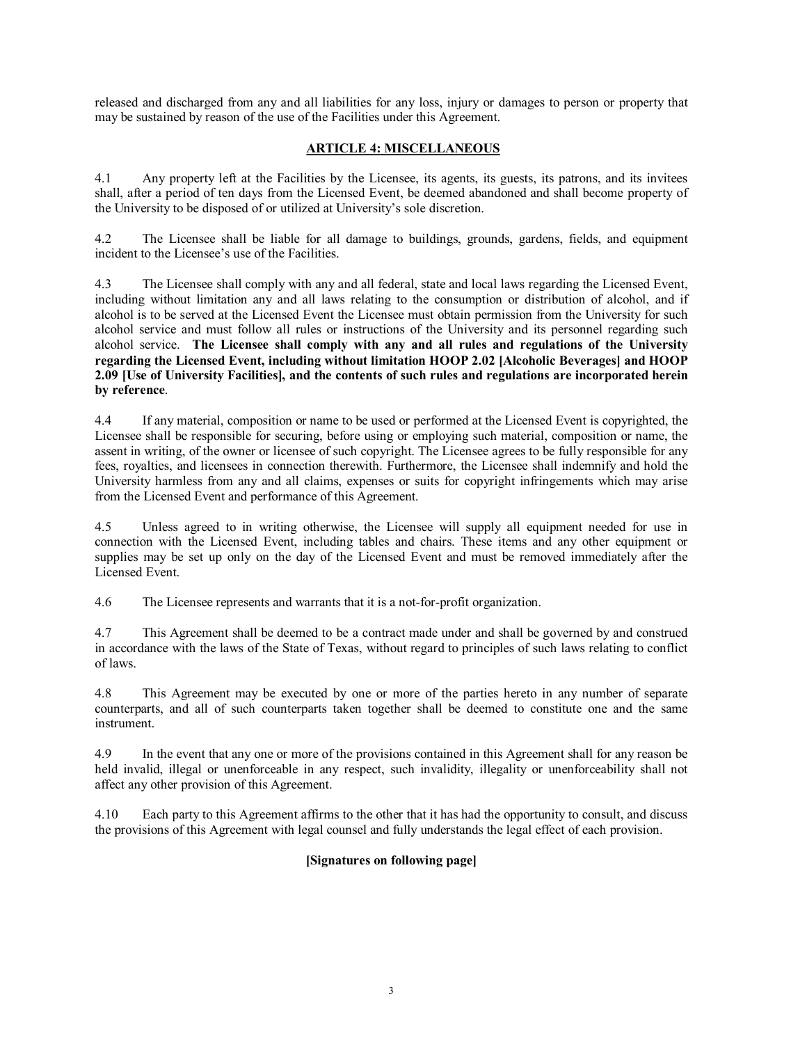released and discharged from any and all liabilities for any loss, injury or damages to person or property that may be sustained by reason of the use of the Facilities under this Agreement.

## ARTICLE 4: MISCELLANEOUS

4.1 Any property left at the Facilities by the Licensee, its agents, its guests, its patrons, and its invitees shall, after a period of ten days from the Licensed Event, be deemed abandoned and shall become property of the University to be disposed of or utilized at University's sole discretion.

4.2 The Licensee shall be liable for all damage to buildings, grounds, gardens, fields, and equipment incident to the Licensee's use of the Facilities.

4.3 The Licensee shall comply with any and all federal, state and local laws regarding the Licensed Event, including without limitation any and all laws relating to the consumption or distribution of alcohol, and if alcohol is to be served at the Licensed Event the Licensee must obtain permission from the University for such alcohol service and must follow all rules or instructions of the University and its personnel regarding such alcohol service. **The Licensee shall comply with any and all rules and regulations of the University regarding the Licensed Event, including without limitation HOOP 2.02 [Alcoholic Beverages] and HOOP 2.09 [Use of University Facilities], and the contents of such rules and regulations are incorporated herein by reference**.

4.4 If any material, composition or name to be used or performed at the Licensed Event is copyrighted, the Licensee shall be responsible for securing, before using or employing such material, composition or name, the assent in writing, of the owner or licensee of such copyright. The Licensee agrees to be fully responsible for any fees, royalties, and licensees in connection therewith. Furthermore, the Licensee shall indemnify and hold the University harmless from any and all claims, expenses or suits for copyright infringements which may arise from the Licensed Event and performance of this Agreement.

4.5 Unless agreed to in writing otherwise, the Licensee will supply all equipment needed for use in connection with the Licensed Event, including tables and chairs. These items and any other equipment or supplies may be set up only on the day of the Licensed Event and must be removed immediately after the Licensed Event.

4.6 The Licensee represents and warrants that it is a not-for-profit organization.

4.7 This Agreement shall be deemed to be a contract made under and shall be governed by and construed in accordance with the laws of the State of Texas, without regard to principles of such laws relating to conflict of laws.

4.8 This Agreement may be executed by one or more of the parties hereto in any number of separate counterparts, and all of such counterparts taken together shall be deemed to constitute one and the same instrument.

4.9 In the event that any one or more of the provisions contained in this Agreement shall for any reason be held invalid, illegal or unenforceable in any respect, such invalidity, illegality or unenforceability shall not affect any other provision of this Agreement.

4.10 Each party to this Agreement affirms to the other that it has had the opportunity to consult, and discuss the provisions of this Agreement with legal counsel and fully understands the legal effect of each provision.

**[Signatures on following page]**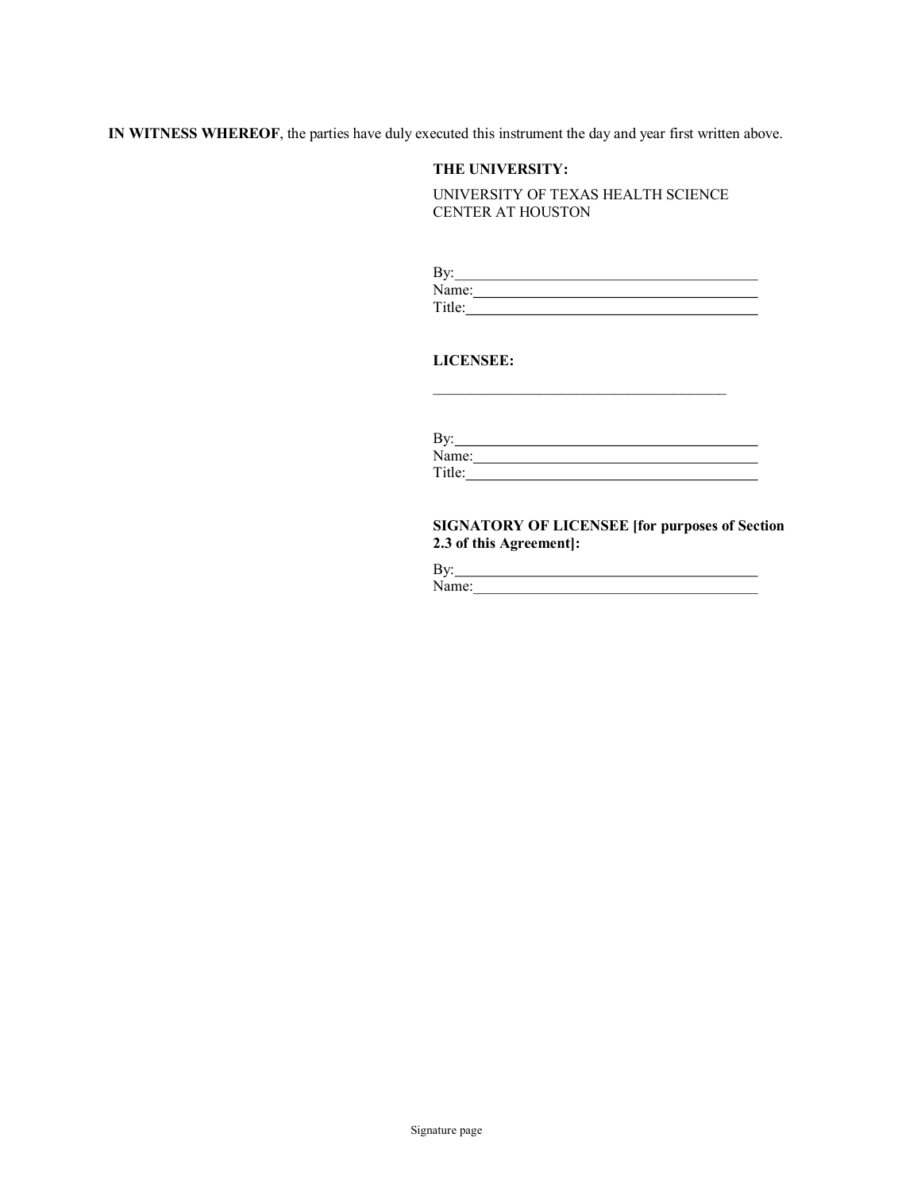**IN WITNESS WHEREOF**, the parties have duly executed this instrument the day and year first written above.

**THE UNIVERSITY:**

UNIVERSITY OF TEXAS HEALTH SCIENCE CENTER AT HOUSTON

By:\_\_\_\_\_\_\_\_\_\_\_\_\_\_\_\_\_\_\_\_\_\_\_\_\_\_\_\_\_\_\_\_\_\_\_\_\_\_\_\_
Name:\_\_\_\_\_\_\_\_\_\_\_\_\_\_\_\_\_\_\_\_\_\_\_\_\_\_\_\_\_\_\_\_\_\_\_\_\_\_
Title:\_\_\_\_\_\_\_\_\_\_\_\_\_\_\_\_\_\_\_\_\_\_\_\_\_\_\_\_\_\_\_\_\_\_\_\_\_\_\_

**LICENSEE:**

\_\_\_\_\_\_\_\_\_\_\_\_\_\_\_\_\_\_\_\_\_\_\_\_\_\_\_\_\_\_\_\_\_\_\_\_\_\_\_\_

By:\_\_\_\_\_\_\_\_\_\_\_\_\_\_\_\_\_\_\_\_\_\_\_\_\_\_\_\_\_\_\_\_\_\_\_\_\_\_\_\_
Name:\_\_\_\_\_\_\_\_\_\_\_\_\_\_\_\_\_\_\_\_\_\_\_\_\_\_\_\_\_\_\_\_\_\_\_\_\_\_
Title:\_\_\_\_\_\_\_\_\_\_\_\_\_\_\_\_\_\_\_\_\_\_\_\_\_\_\_\_\_\_\_\_\_\_\_\_\_\_\_

**SIGNATORY OF LICENSEE [for purposes of Section 2.3 of this Agreement]:**

By:\_\_\_\_\_\_\_\_\_\_\_\_\_\_\_\_\_\_\_\_\_\_\_\_\_\_\_\_\_\_\_\_\_\_\_\_\_\_\_\_
Name:\_\_\_\_\_\_\_\_\_\_\_\_\_\_\_\_\_\_\_\_\_\_\_\_\_\_\_\_\_\_\_\_\_\_\_\_\_\_